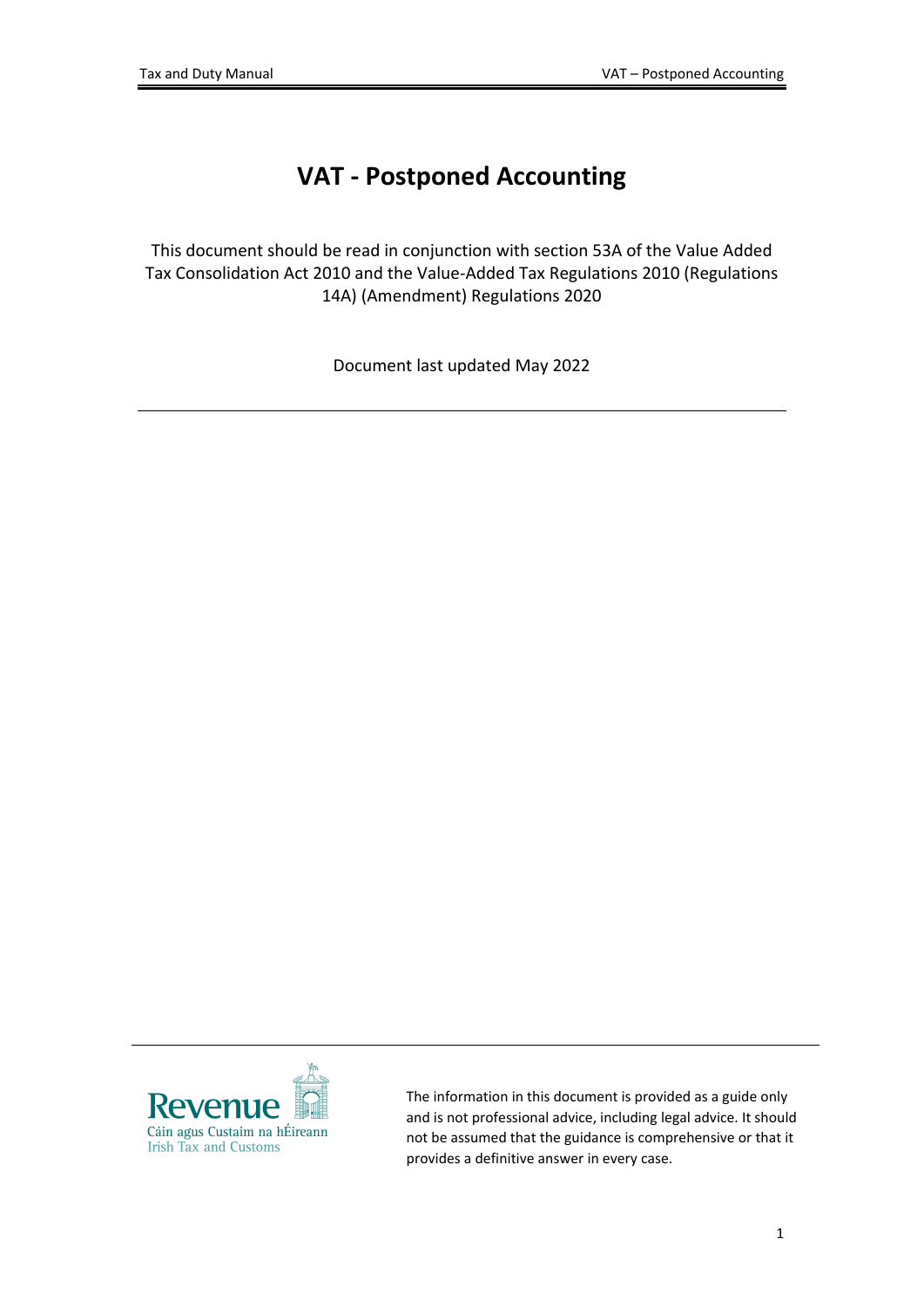# VAT - Postponed Accounting

This document should be read in conjunction with section 53A of the Value Added Tax Consolidation Act 2010 and the Value-Added Tax Regulations 2010 (Regulations 14A) (Amendment) Regulations 2020

Document last updated May 2022

---

Revenue
Cáin agus Custaim na hÉireann
Irish Tax and Customs

The information in this document is provided as a guide only and is not professional advice, including legal advice. It should not be assumed that the guidance is comprehensive or that it provides a definitive answer in every case.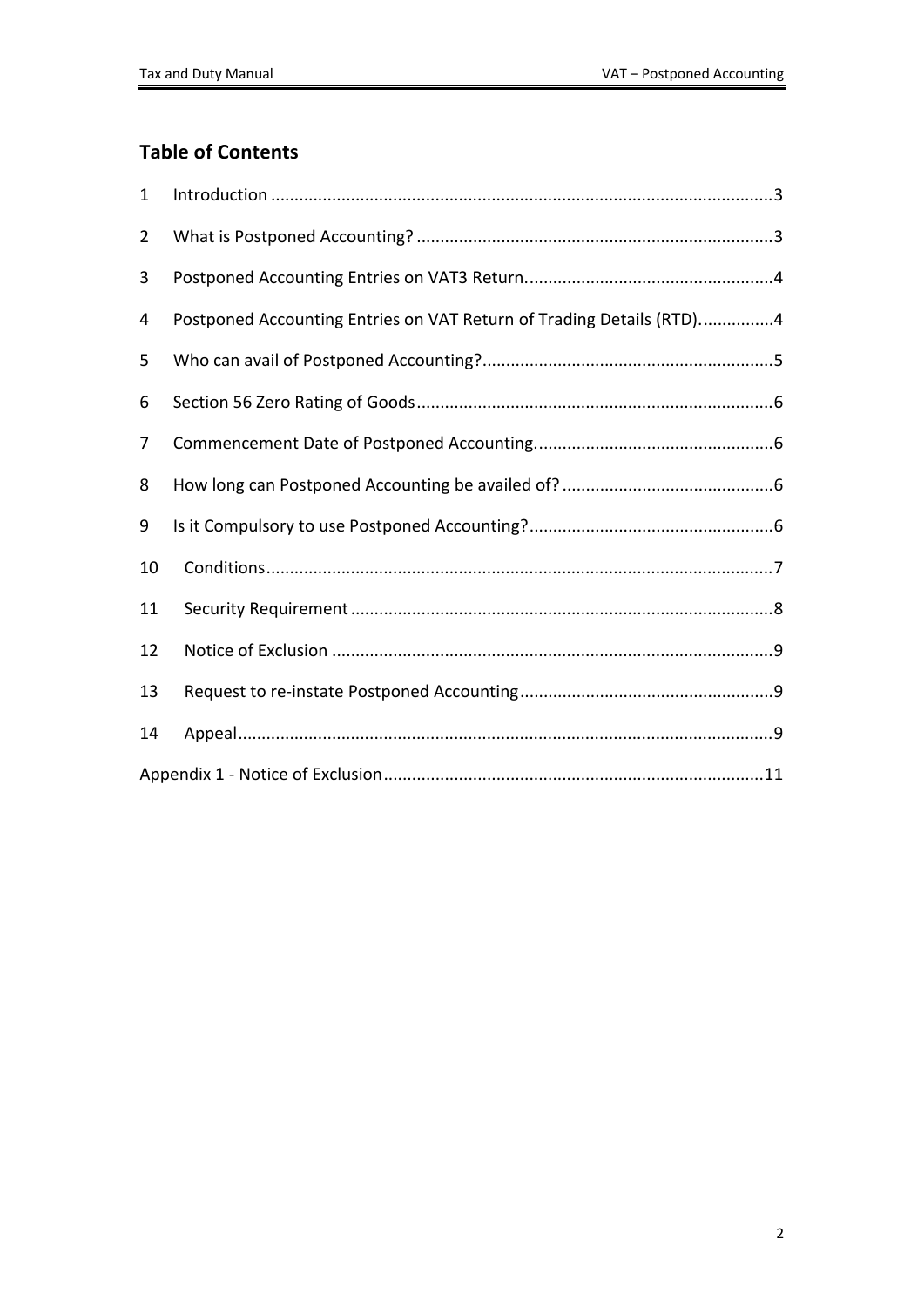## Table of Contents

1 Introduction ..........................................................................................................3

2 What is Postponed Accounting? ...........................................................................3

3 Postponed Accounting Entries on VAT3 Return....................................................4

4 Postponed Accounting Entries on VAT Return of Trading Details (RTD)...............4

5 Who can avail of Postponed Accounting?.............................................................5

6 Section 56 Zero Rating of Goods...........................................................................6

7 Commencement Date of Postponed Accounting..................................................6

8 How long can Postponed Accounting be availed of? ............................................6

9 Is it Compulsory to use Postponed Accounting?...................................................6

10 Conditions..........................................................................................................7

11 Security Requirement .........................................................................................8

12 Notice of Exclusion .............................................................................................9

13 Request to re-instate Postponed Accounting......................................................9

14 Appeal.................................................................................................................9

Appendix 1 - Notice of Exclusion................................................................................11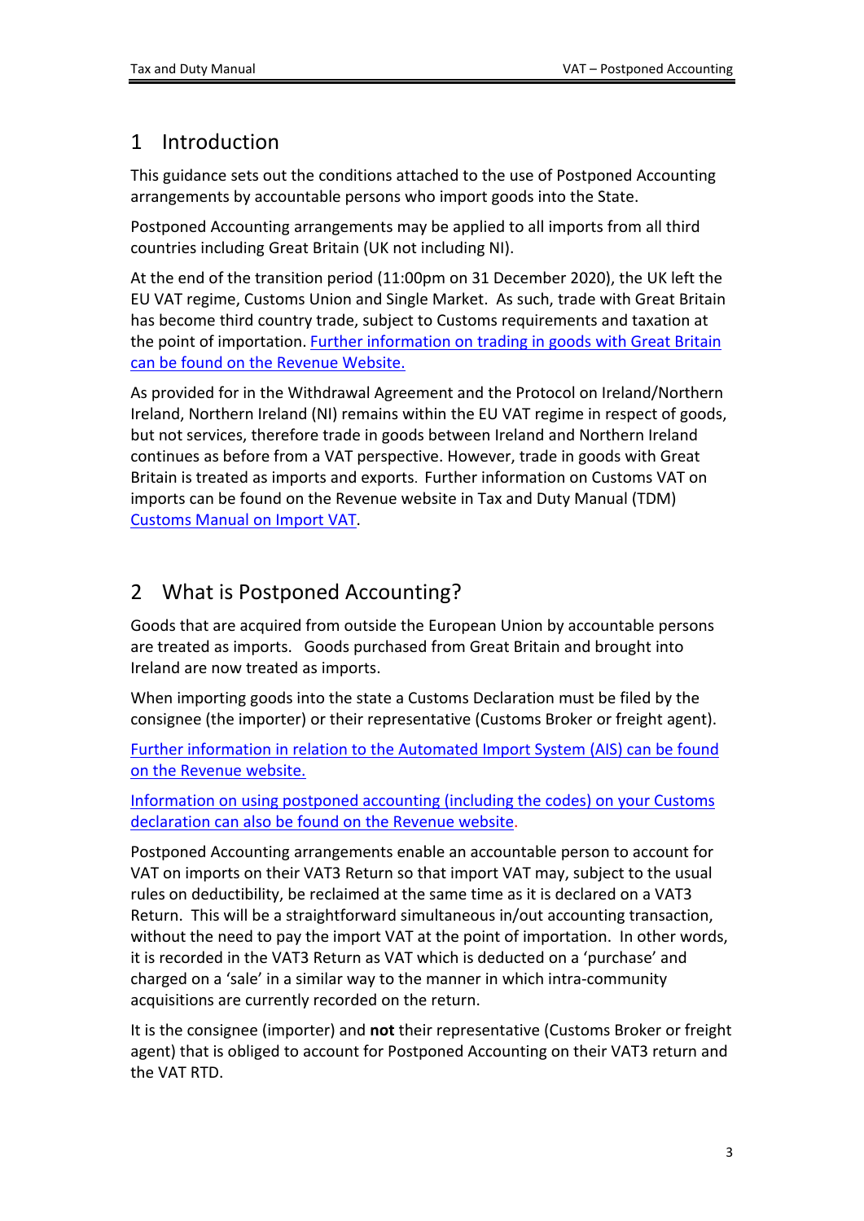# 1 Introduction

This guidance sets out the conditions attached to the use of Postponed Accounting arrangements by accountable persons who import goods into the State.

Postponed Accounting arrangements may be applied to all imports from all third countries including Great Britain (UK not including NI).

At the end of the transition period (11:00pm on 31 December 2020), the UK left the EU VAT regime, Customs Union and Single Market. As such, trade with Great Britain has become third country trade, subject to Customs requirements and taxation at the point of importation. Further information on trading in goods with Great Britain can be found on the Revenue Website.

As provided for in the Withdrawal Agreement and the Protocol on Ireland/Northern Ireland, Northern Ireland (NI) remains within the EU VAT regime in respect of goods, but not services, therefore trade in goods between Ireland and Northern Ireland continues as before from a VAT perspective. However, trade in goods with Great Britain is treated as imports and exports. Further information on Customs VAT on imports can be found on the Revenue website in Tax and Duty Manual (TDM) Customs Manual on Import VAT.

# 2 What is Postponed Accounting?

Goods that are acquired from outside the European Union by accountable persons are treated as imports. Goods purchased from Great Britain and brought into Ireland are now treated as imports.

When importing goods into the state a Customs Declaration must be filed by the consignee (the importer) or their representative (Customs Broker or freight agent).

Further information in relation to the Automated Import System (AIS) can be found on the Revenue website.

Information on using postponed accounting (including the codes) on your Customs declaration can also be found on the Revenue website.

Postponed Accounting arrangements enable an accountable person to account for VAT on imports on their VAT3 Return so that import VAT may, subject to the usual rules on deductibility, be reclaimed at the same time as it is declared on a VAT3 Return. This will be a straightforward simultaneous in/out accounting transaction, without the need to pay the import VAT at the point of importation. In other words, it is recorded in the VAT3 Return as VAT which is deducted on a 'purchase' and charged on a 'sale' in a similar way to the manner in which intra-community acquisitions are currently recorded on the return.

It is the consignee (importer) and **not** their representative (Customs Broker or freight agent) that is obliged to account for Postponed Accounting on their VAT3 return and the VAT RTD.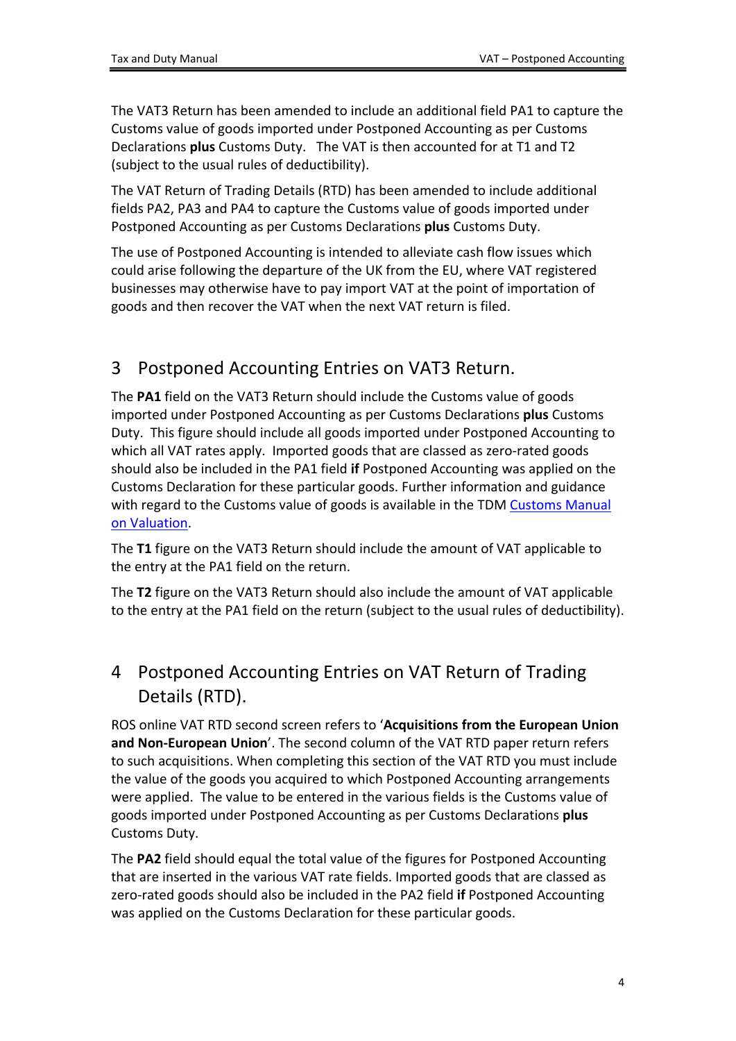The VAT3 Return has been amended to include an additional field PA1 to capture the Customs value of goods imported under Postponed Accounting as per Customs Declarations **plus** Customs Duty. The VAT is then accounted for at T1 and T2 (subject to the usual rules of deductibility).

The VAT Return of Trading Details (RTD) has been amended to include additional fields PA2, PA3 and PA4 to capture the Customs value of goods imported under Postponed Accounting as per Customs Declarations **plus** Customs Duty.

The use of Postponed Accounting is intended to alleviate cash flow issues which could arise following the departure of the UK from the EU, where VAT registered businesses may otherwise have to pay import VAT at the point of importation of goods and then recover the VAT when the next VAT return is filed.

## 3 Postponed Accounting Entries on VAT3 Return.

The **PA1** field on the VAT3 Return should include the Customs value of goods imported under Postponed Accounting as per Customs Declarations **plus** Customs Duty. This figure should include all goods imported under Postponed Accounting to which all VAT rates apply. Imported goods that are classed as zero-rated goods should also be included in the PA1 field **if** Postponed Accounting was applied on the Customs Declaration for these particular goods. Further information and guidance with regard to the Customs value of goods is available in the TDM Customs Manual on Valuation.

The **T1** figure on the VAT3 Return should include the amount of VAT applicable to the entry at the PA1 field on the return.

The **T2** figure on the VAT3 Return should also include the amount of VAT applicable to the entry at the PA1 field on the return (subject to the usual rules of deductibility).

## 4 Postponed Accounting Entries on VAT Return of Trading Details (RTD).

ROS online VAT RTD second screen refers to '**Acquisitions from the European Union and Non-European Union**'. The second column of the VAT RTD paper return refers to such acquisitions. When completing this section of the VAT RTD you must include the value of the goods you acquired to which Postponed Accounting arrangements were applied. The value to be entered in the various fields is the Customs value of goods imported under Postponed Accounting as per Customs Declarations **plus** Customs Duty.

The **PA2** field should equal the total value of the figures for Postponed Accounting that are inserted in the various VAT rate fields. Imported goods that are classed as zero-rated goods should also be included in the PA2 field **if** Postponed Accounting was applied on the Customs Declaration for these particular goods.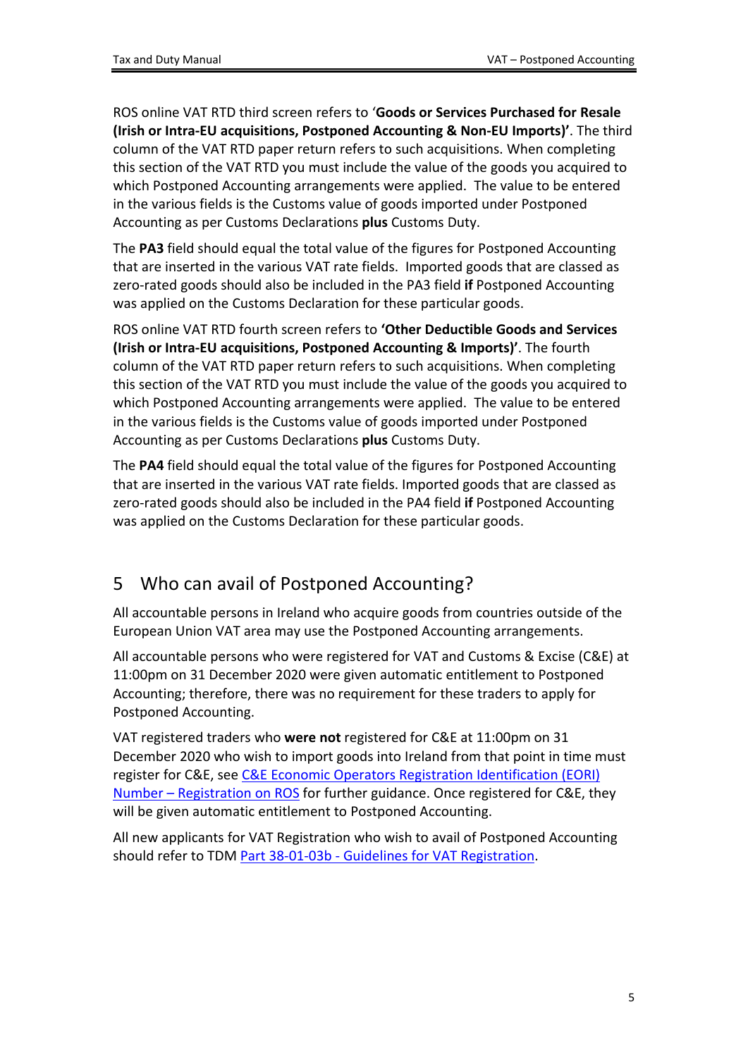ROS online VAT RTD third screen refers to '**Goods or Services Purchased for Resale (Irish or Intra-EU acquisitions, Postponed Accounting & Non-EU Imports)'**. The third column of the VAT RTD paper return refers to such acquisitions. When completing this section of the VAT RTD you must include the value of the goods you acquired to which Postponed Accounting arrangements were applied. The value to be entered in the various fields is the Customs value of goods imported under Postponed Accounting as per Customs Declarations **plus** Customs Duty.

The **PA3** field should equal the total value of the figures for Postponed Accounting that are inserted in the various VAT rate fields. Imported goods that are classed as zero-rated goods should also be included in the PA3 field **if** Postponed Accounting was applied on the Customs Declaration for these particular goods.

ROS online VAT RTD fourth screen refers to **'Other Deductible Goods and Services (Irish or Intra-EU acquisitions, Postponed Accounting & Imports)'**. The fourth column of the VAT RTD paper return refers to such acquisitions. When completing this section of the VAT RTD you must include the value of the goods you acquired to which Postponed Accounting arrangements were applied. The value to be entered in the various fields is the Customs value of goods imported under Postponed Accounting as per Customs Declarations **plus** Customs Duty.

The **PA4** field should equal the total value of the figures for Postponed Accounting that are inserted in the various VAT rate fields. Imported goods that are classed as zero-rated goods should also be included in the PA4 field **if** Postponed Accounting was applied on the Customs Declaration for these particular goods.

## 5 Who can avail of Postponed Accounting?

All accountable persons in Ireland who acquire goods from countries outside of the European Union VAT area may use the Postponed Accounting arrangements.

All accountable persons who were registered for VAT and Customs & Excise (C&E) at 11:00pm on 31 December 2020 were given automatic entitlement to Postponed Accounting; therefore, there was no requirement for these traders to apply for Postponed Accounting.

VAT registered traders who **were not** registered for C&E at 11:00pm on 31 December 2020 who wish to import goods into Ireland from that point in time must register for C&E, see C&E Economic Operators Registration Identification (EORI) Number – Registration on ROS for further guidance. Once registered for C&E, they will be given automatic entitlement to Postponed Accounting.

All new applicants for VAT Registration who wish to avail of Postponed Accounting should refer to TDM Part 38-01-03b - Guidelines for VAT Registration.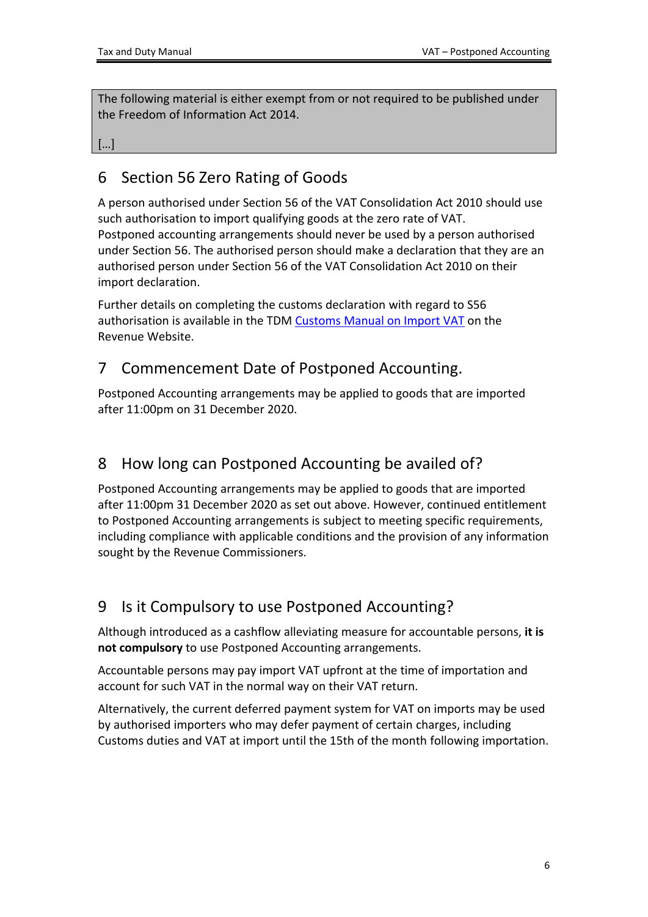The following material is either exempt from or not required to be published under the Freedom of Information Act 2014.

[…]

# 6 Section 56 Zero Rating of Goods

A person authorised under Section 56 of the VAT Consolidation Act 2010 should use such authorisation to import qualifying goods at the zero rate of VAT. Postponed accounting arrangements should never be used by a person authorised under Section 56. The authorised person should make a declaration that they are an authorised person under Section 56 of the VAT Consolidation Act 2010 on their import declaration.

Further details on completing the customs declaration with regard to S56 authorisation is available in the TDM Customs Manual on Import VAT on the Revenue Website.

# 7 Commencement Date of Postponed Accounting.

Postponed Accounting arrangements may be applied to goods that are imported after 11:00pm on 31 December 2020.

# 8 How long can Postponed Accounting be availed of?

Postponed Accounting arrangements may be applied to goods that are imported after 11:00pm 31 December 2020 as set out above. However, continued entitlement to Postponed Accounting arrangements is subject to meeting specific requirements, including compliance with applicable conditions and the provision of any information sought by the Revenue Commissioners.

# 9 Is it Compulsory to use Postponed Accounting?

Although introduced as a cashflow alleviating measure for accountable persons, **it is not compulsory** to use Postponed Accounting arrangements.

Accountable persons may pay import VAT upfront at the time of importation and account for such VAT in the normal way on their VAT return.

Alternatively, the current deferred payment system for VAT on imports may be used by authorised importers who may defer payment of certain charges, including Customs duties and VAT at import until the 15th of the month following importation.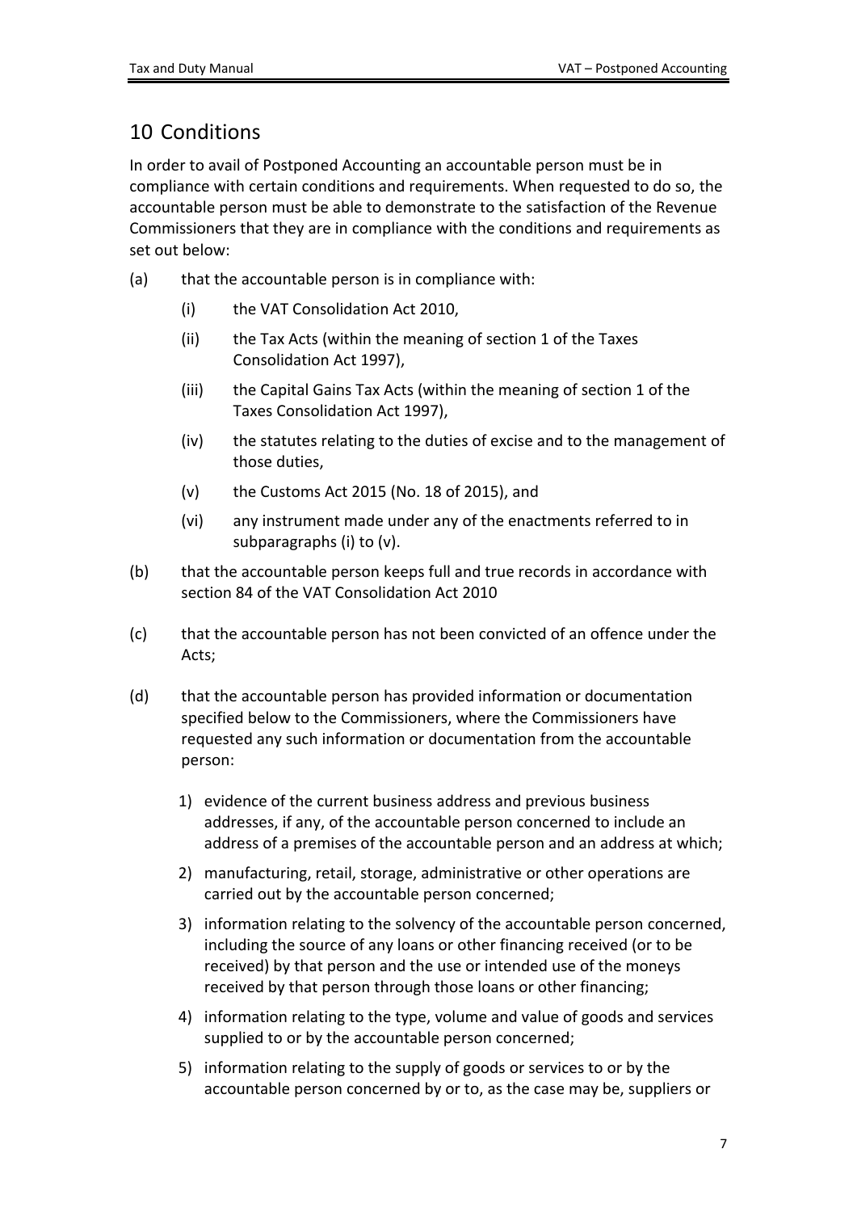## 10 Conditions

In order to avail of Postponed Accounting an accountable person must be in compliance with certain conditions and requirements. When requested to do so, the accountable person must be able to demonstrate to the satisfaction of the Revenue Commissioners that they are in compliance with the conditions and requirements as set out below:

(a) that the accountable person is in compliance with:

   (i) the VAT Consolidation Act 2010,

   (ii) the Tax Acts (within the meaning of section 1 of the Taxes Consolidation Act 1997),

   (iii) the Capital Gains Tax Acts (within the meaning of section 1 of the Taxes Consolidation Act 1997),

   (iv) the statutes relating to the duties of excise and to the management of those duties,

   (v) the Customs Act 2015 (No. 18 of 2015), and

   (vi) any instrument made under any of the enactments referred to in subparagraphs (i) to (v).

(b) that the accountable person keeps full and true records in accordance with section 84 of the VAT Consolidation Act 2010

(c) that the accountable person has not been convicted of an offence under the Acts;

(d) that the accountable person has provided information or documentation specified below to the Commissioners, where the Commissioners have requested any such information or documentation from the accountable person:

1) evidence of the current business address and previous business addresses, if any, of the accountable person concerned to include an address of a premises of the accountable person and an address at which;
2) manufacturing, retail, storage, administrative or other operations are carried out by the accountable person concerned;
3) information relating to the solvency of the accountable person concerned, including the source of any loans or other financing received (or to be received) by that person and the use or intended use of the moneys received by that person through those loans or other financing;
4) information relating to the type, volume and value of goods and services supplied to or by the accountable person concerned;
5) information relating to the supply of goods or services to or by the accountable person concerned by or to, as the case may be, suppliers or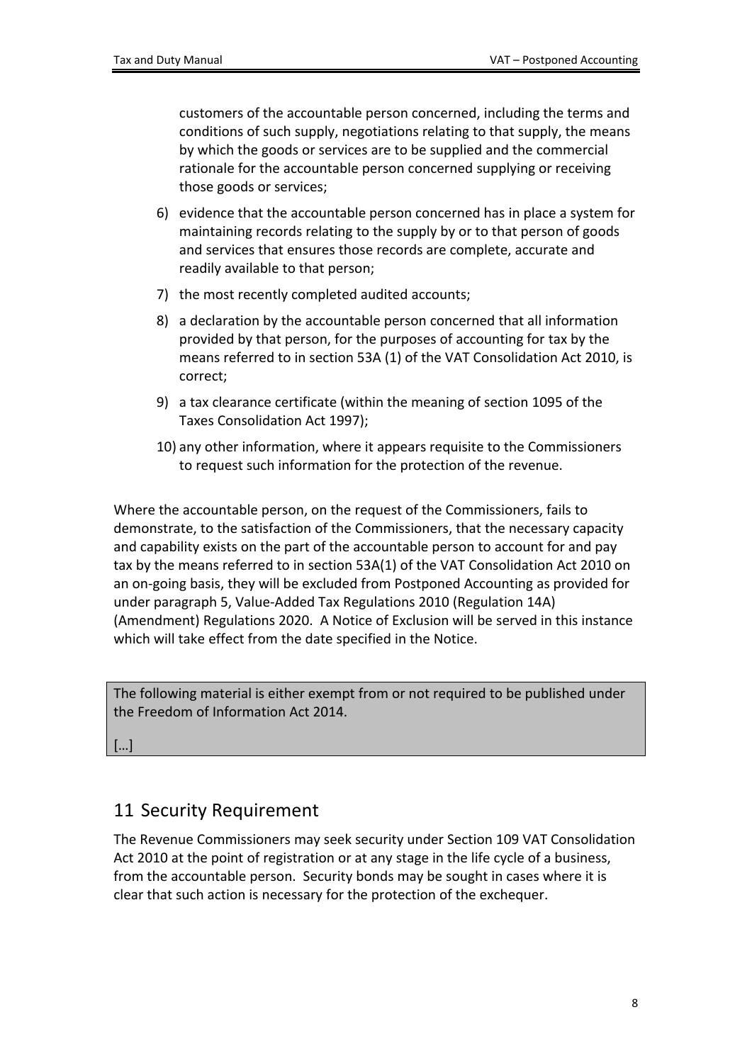customers of the accountable person concerned, including the terms and conditions of such supply, negotiations relating to that supply, the means by which the goods or services are to be supplied and the commercial rationale for the accountable person concerned supplying or receiving those goods or services;

6) evidence that the accountable person concerned has in place a system for maintaining records relating to the supply by or to that person of goods and services that ensures those records are complete, accurate and readily available to that person;
7) the most recently completed audited accounts;
8) a declaration by the accountable person concerned that all information provided by that person, for the purposes of accounting for tax by the means referred to in section 53A (1) of the VAT Consolidation Act 2010, is correct;
9) a tax clearance certificate (within the meaning of section 1095 of the Taxes Consolidation Act 1997);
10) any other information, where it appears requisite to the Commissioners to request such information for the protection of the revenue.

Where the accountable person, on the request of the Commissioners, fails to demonstrate, to the satisfaction of the Commissioners, that the necessary capacity and capability exists on the part of the accountable person to account for and pay tax by the means referred to in section 53A(1) of the VAT Consolidation Act 2010 on an on-going basis, they will be excluded from Postponed Accounting as provided for under paragraph 5, Value-Added Tax Regulations 2010 (Regulation 14A) (Amendment) Regulations 2020. A Notice of Exclusion will be served in this instance which will take effect from the date specified in the Notice.

The following material is either exempt from or not required to be published under the Freedom of Information Act 2014.

[…]

## 11 Security Requirement

The Revenue Commissioners may seek security under Section 109 VAT Consolidation Act 2010 at the point of registration or at any stage in the life cycle of a business, from the accountable person. Security bonds may be sought in cases where it is clear that such action is necessary for the protection of the exchequer.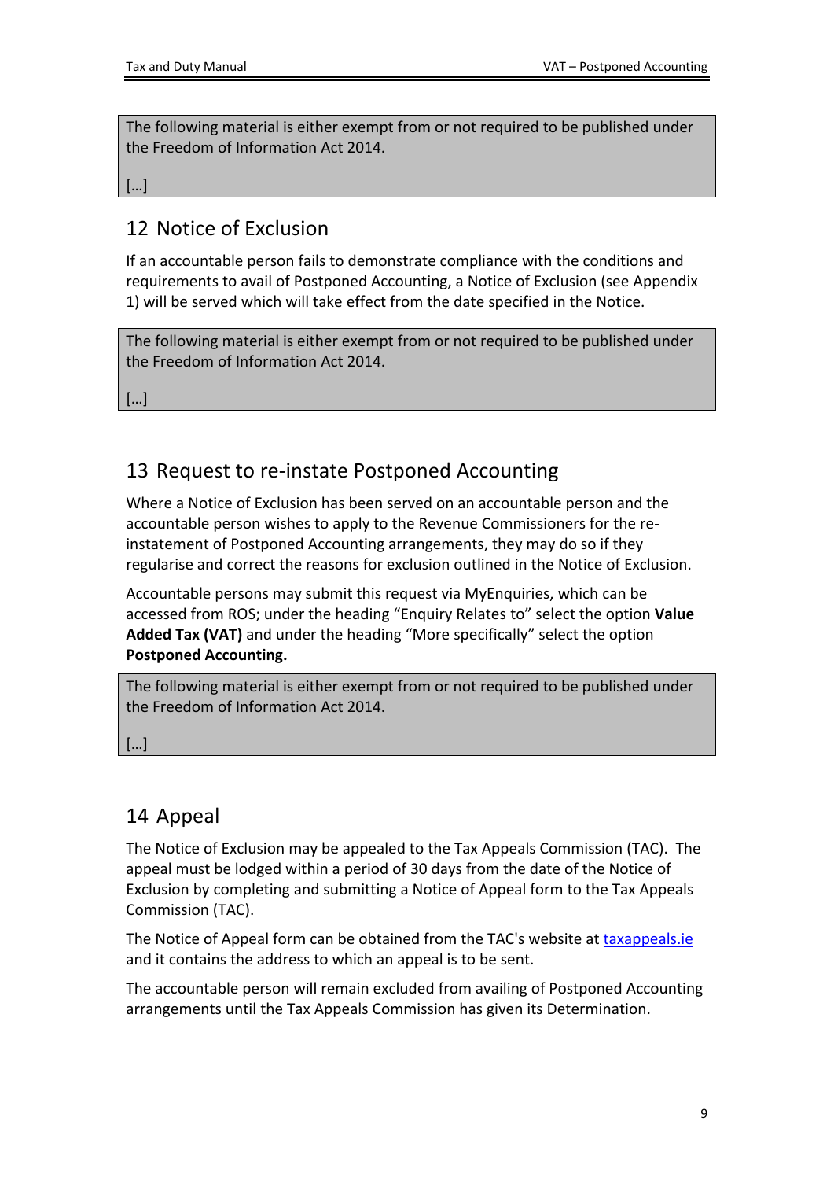The following material is either exempt from or not required to be published under the Freedom of Information Act 2014.

[…]

## 12 Notice of Exclusion

If an accountable person fails to demonstrate compliance with the conditions and requirements to avail of Postponed Accounting, a Notice of Exclusion (see Appendix 1) will be served which will take effect from the date specified in the Notice.

The following material is either exempt from or not required to be published under the Freedom of Information Act 2014.

[…]

## 13 Request to re-instate Postponed Accounting

Where a Notice of Exclusion has been served on an accountable person and the accountable person wishes to apply to the Revenue Commissioners for the re-instatement of Postponed Accounting arrangements, they may do so if they regularise and correct the reasons for exclusion outlined in the Notice of Exclusion.

Accountable persons may submit this request via MyEnquiries, which can be accessed from ROS; under the heading "Enquiry Relates to" select the option **Value Added Tax (VAT)** and under the heading "More specifically" select the option **Postponed Accounting.**

The following material is either exempt from or not required to be published under the Freedom of Information Act 2014.

[…]

## 14 Appeal

The Notice of Exclusion may be appealed to the Tax Appeals Commission (TAC). The appeal must be lodged within a period of 30 days from the date of the Notice of Exclusion by completing and submitting a Notice of Appeal form to the Tax Appeals Commission (TAC).

The Notice of Appeal form can be obtained from the TAC's website at [taxappeals.ie](taxappeals.ie) and it contains the address to which an appeal is to be sent.

The accountable person will remain excluded from availing of Postponed Accounting arrangements until the Tax Appeals Commission has given its Determination.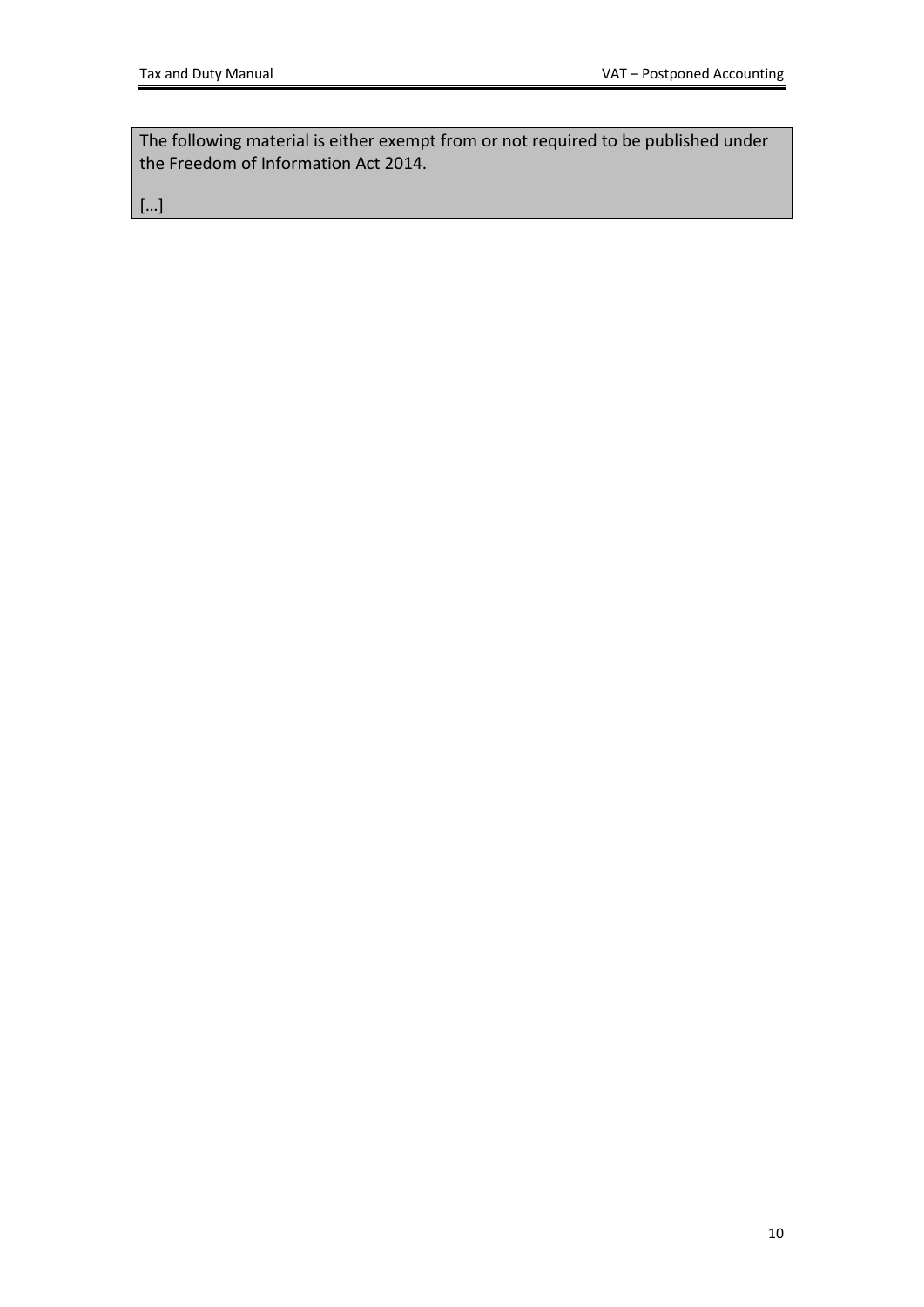The following material is either exempt from or not required to be published under the Freedom of Information Act 2014.

[…]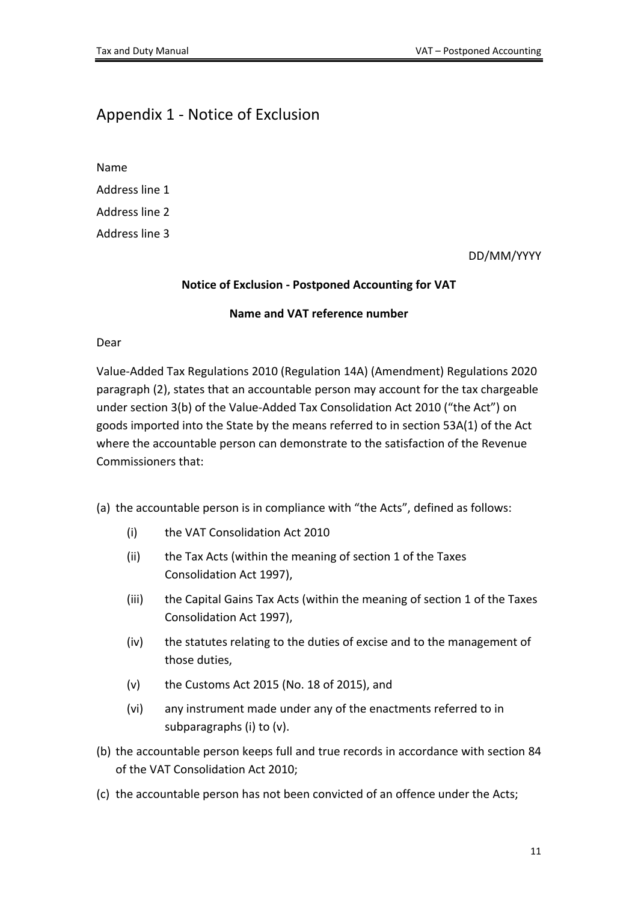## Appendix 1 - Notice of Exclusion

Name

Address line 1

Address line 2

Address line 3

DD/MM/YYYY

**Notice of Exclusion - Postponed Accounting for VAT**

**Name and VAT reference number**

Dear

Value-Added Tax Regulations 2010 (Regulation 14A) (Amendment) Regulations 2020 paragraph (2), states that an accountable person may account for the tax chargeable under section 3(b) of the Value-Added Tax Consolidation Act 2010 ("the Act") on goods imported into the State by the means referred to in section 53A(1) of the Act where the accountable person can demonstrate to the satisfaction of the Revenue Commissioners that:

(a) the accountable person is in compliance with "the Acts", defined as follows:

- (i) the VAT Consolidation Act 2010
- (ii) the Tax Acts (within the meaning of section 1 of the Taxes Consolidation Act 1997),
- (iii) the Capital Gains Tax Acts (within the meaning of section 1 of the Taxes Consolidation Act 1997),
- (iv) the statutes relating to the duties of excise and to the management of those duties,
- (v) the Customs Act 2015 (No. 18 of 2015), and
- (vi) any instrument made under any of the enactments referred to in subparagraphs (i) to (v).

(b) the accountable person keeps full and true records in accordance with section 84 of the VAT Consolidation Act 2010;

(c) the accountable person has not been convicted of an offence under the Acts;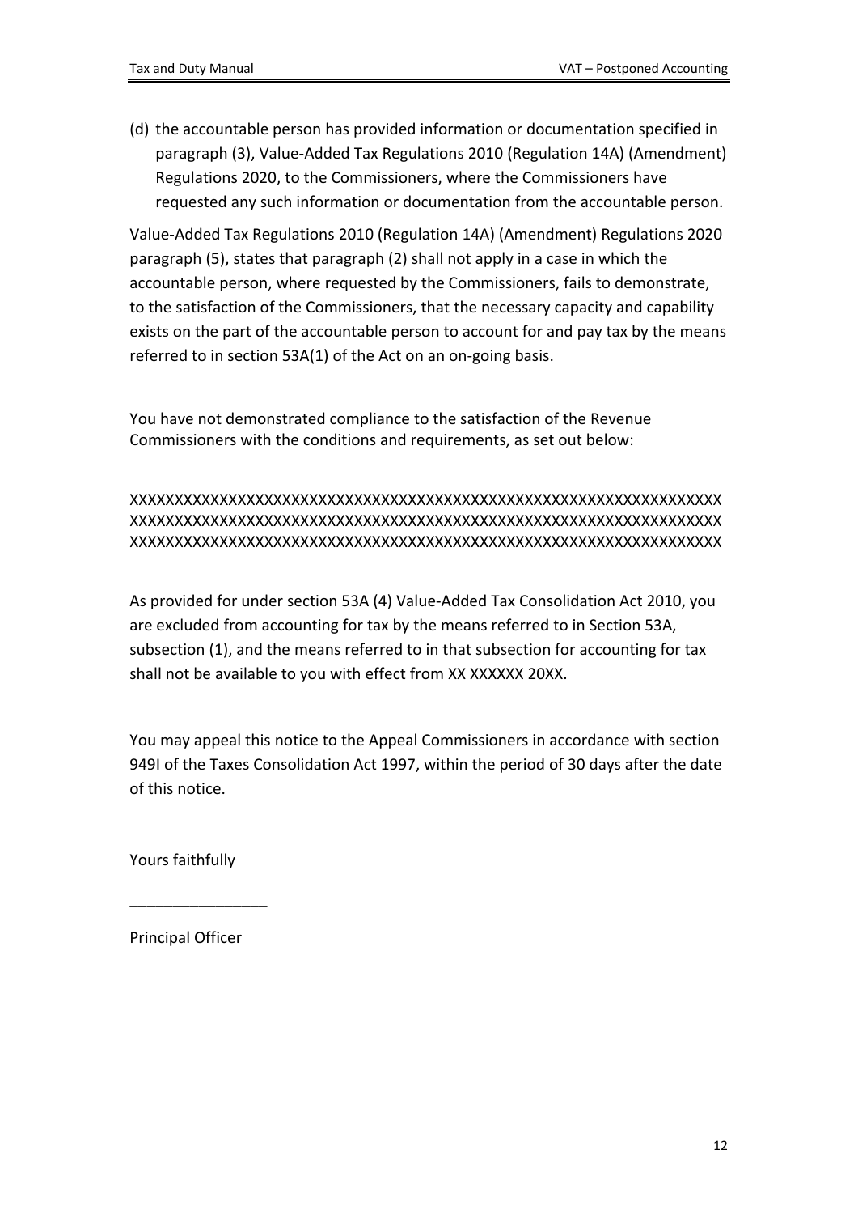(d) the accountable person has provided information or documentation specified in paragraph (3), Value-Added Tax Regulations 2010 (Regulation 14A) (Amendment) Regulations 2020, to the Commissioners, where the Commissioners have requested any such information or documentation from the accountable person.

Value-Added Tax Regulations 2010 (Regulation 14A) (Amendment) Regulations 2020 paragraph (5), states that paragraph (2) shall not apply in a case in which the accountable person, where requested by the Commissioners, fails to demonstrate, to the satisfaction of the Commissioners, that the necessary capacity and capability exists on the part of the accountable person to account for and pay tax by the means referred to in section 53A(1) of the Act on an on-going basis.

You have not demonstrated compliance to the satisfaction of the Revenue Commissioners with the conditions and requirements, as set out below:

XXXXXXXXXXXXXXXXXXXXXXXXXXXXXXXXXXXXXXXXXXXXXXXXXXXXXXXXXXXXXXXXX
XXXXXXXXXXXXXXXXXXXXXXXXXXXXXXXXXXXXXXXXXXXXXXXXXXXXXXXXXXXXXXXXX
XXXXXXXXXXXXXXXXXXXXXXXXXXXXXXXXXXXXXXXXXXXXXXXXXXXXXXXXXXXXXXXXX

As provided for under section 53A (4) Value-Added Tax Consolidation Act 2010, you are excluded from accounting for tax by the means referred to in Section 53A, subsection (1), and the means referred to in that subsection for accounting for tax shall not be available to you with effect from XX XXXXXX 20XX.

You may appeal this notice to the Appeal Commissioners in accordance with section 949I of the Taxes Consolidation Act 1997, within the period of 30 days after the date of this notice.

Yours faithfully

________________

Principal Officer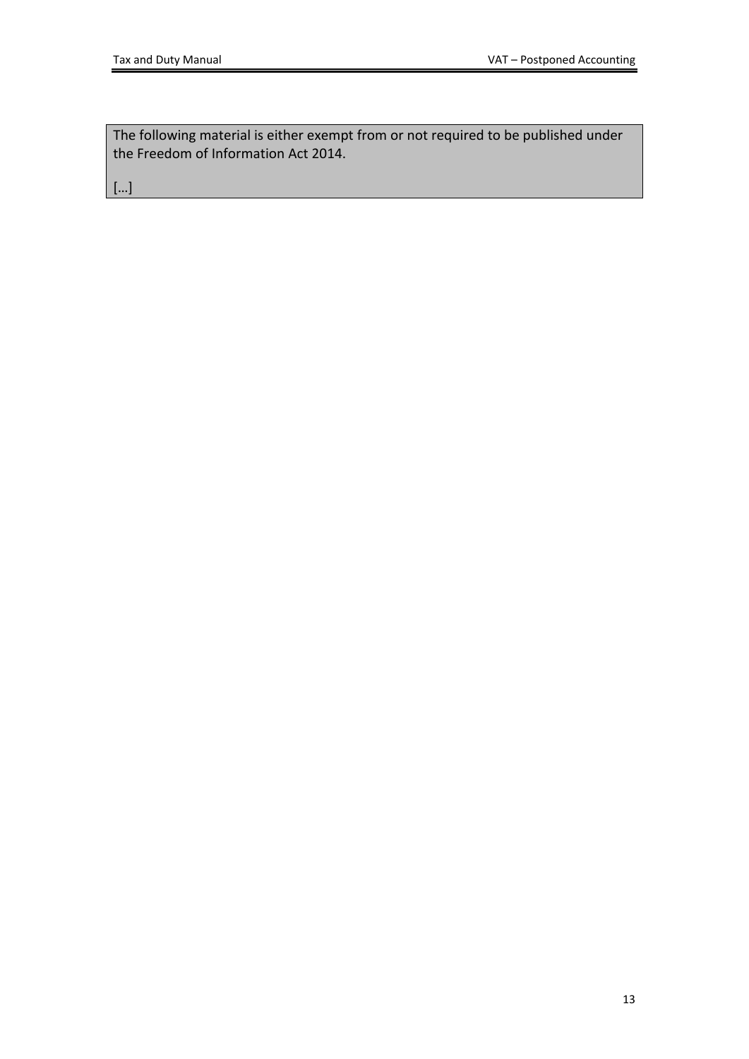The following material is either exempt from or not required to be published under the Freedom of Information Act 2014.

[…]